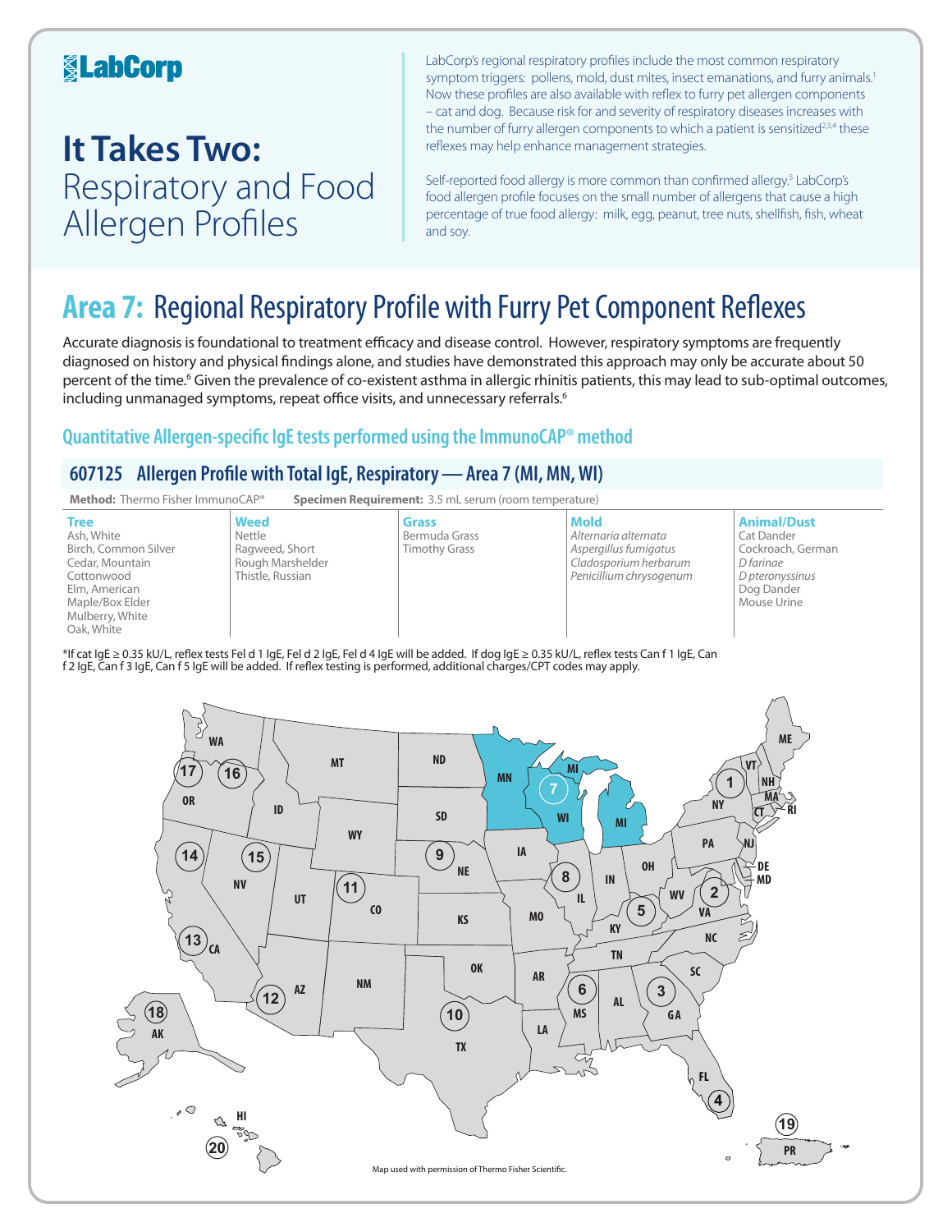# LabCorp

# It Takes Two: Respiratory and Food Allergen Profiles

LabCorp's regional respiratory profiles include the most common respiratory symptom triggers: pollens, mold, dust mites, insect emanations, and furry animals.[1] Now these profiles are also available with reflex to furry pet allergen components – cat and dog. Because risk for and severity of respiratory diseases increases with the number of furry allergen components to which a patient is sensitized[2,3,4] these reflexes may help enhance management strategies.

Self-reported food allergy is more common than confirmed allergy.[5] LabCorp's food allergen profile focuses on the small number of allergens that cause a high percentage of true food allergy: milk, egg, peanut, tree nuts, shellfish, fish, wheat and soy.

## Area 7: Regional Respiratory Profile with Furry Pet Component Reflexes

Accurate diagnosis is foundational to treatment efficacy and disease control. However, respiratory symptoms are frequently diagnosed on history and physical findings alone, and studies have demonstrated this approach may only be accurate about 50 percent of the time.[6] Given the prevalence of co-existent asthma in allergic rhinitis patients, this may lead to sub-optimal outcomes, including unmanaged symptoms, repeat office visits, and unnecessary referrals.[6]

### Quantitative Allergen-specific IgE tests performed using the ImmunoCAP® method

### 607125 Allergen Profile with Total IgE, Respiratory — Area 7 (MI, MN, WI)

**Method:** Thermo Fisher ImmunoCAP® **Specimen Requirement:** 3.5 mL serum (room temperature)

| Tree | Weed | Grass | Mold | Animal/Dust |
|---|---|---|---|---|
| Ash, White | Nettle | Bermuda Grass | *Alternaria alternata* | Cat Dander |
| Birch, Common Silver | Ragweed, Short | Timothy Grass | *Aspergillus fumigatus* | Cockroach, German |
| Cedar, Mountain | Rough Marshelder | | *Cladosporium herbarum* | *D farinae* |
| Cottonwood | Thistle, Russian | | *Penicillium chrysogenum* | *D pteronyssinus* |
| Elm, American | | | | Dog Dander |
| Maple/Box Elder | | | | Mouse Urine |
| Mulberry, White | | | | |
| Oak, White | | | | |

*If cat IgE ≥ 0.35 kU/L, reflex tests Fel d 1 IgE, Fel d 2 IgE, Fel d 4 IgE will be added. If dog IgE ≥ 0.35 kU/L, reflex tests Can f 1 IgE, Can f 2 IgE, Can f 3 IgE, Can f 5 IgE will be added. If reflex testing is performed, additional charges/CPT codes may apply.

Map used with permission of Thermo Fisher Scientific.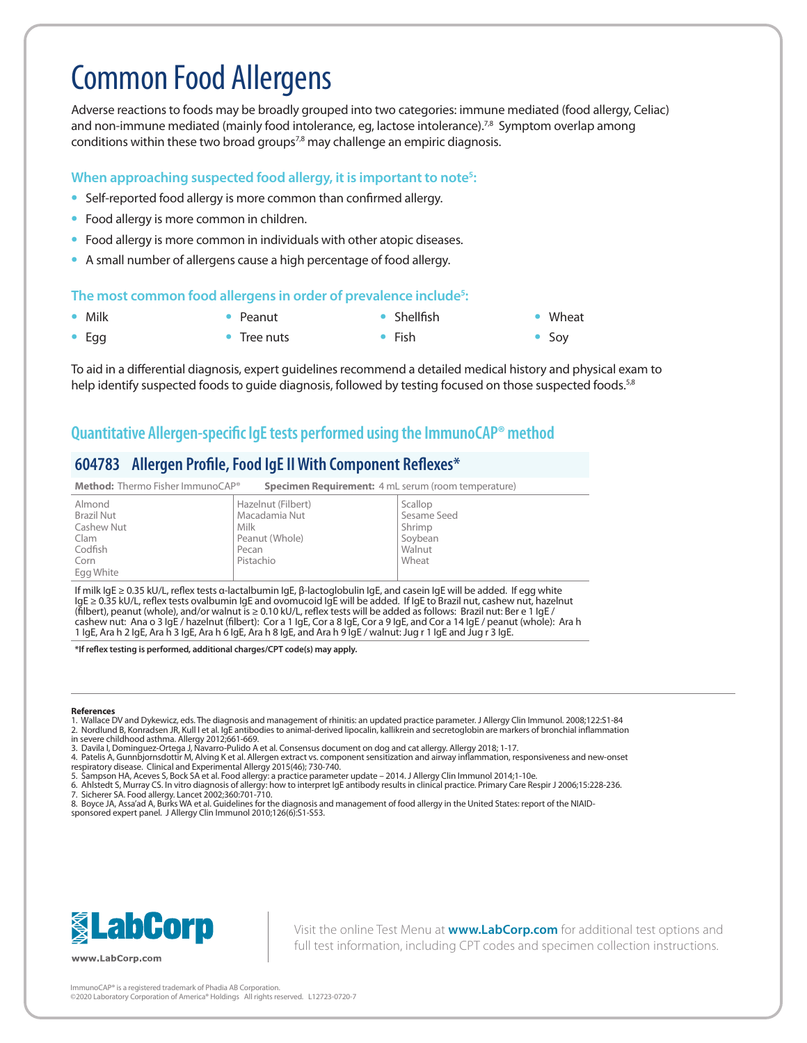# Common Food Allergens

Adverse reactions to foods may be broadly grouped into two categories: immune mediated (food allergy, Celiac) and non-immune mediated (mainly food intolerance, eg, lactose intolerance).[7,8] Symptom overlap among conditions within these two broad groups[7,8] may challenge an empiric diagnosis.

### When approaching suspected food allergy, it is important to note[5]:

- Self-reported food allergy is more common than confirmed allergy.
- Food allergy is more common in children.
- Food allergy is more common in individuals with other atopic diseases.
- A small number of allergens cause a high percentage of food allergy.

### The most common food allergens in order of prevalence include[5]:

- Milk
- Egg
- Peanut
- Tree nuts
- Shellfish
- Fish
- Wheat
- Soy

To aid in a differential diagnosis, expert guidelines recommend a detailed medical history and physical exam to help identify suspected foods to guide diagnosis, followed by testing focused on those suspected foods.[5,8]

## Quantitative Allergen-specific IgE tests performed using the ImmunoCAP® method

### 604783 Allergen Profile, Food IgE II With Component Reflexes*

**Method:** Thermo Fisher ImmunoCAP® **Specimen Requirement:** 4 mL serum (room temperature)

| | | |
|---|---|---|
| Almond | Hazelnut (Filbert) | Scallop |
| Brazil Nut | Macadamia Nut | Sesame Seed |
| Cashew Nut | Milk | Shrimp |
| Clam | Peanut (Whole) | Soybean |
| Codfish | Pecan | Walnut |
| Corn | Pistachio | Wheat |
| Egg White | | |

If milk IgE ≥ 0.35 kU/L, reflex tests α-lactalbumin IgE, β-lactoglobulin IgE, and casein IgE will be added. If egg white IgE ≥ 0.35 kU/L, reflex tests ovalbumin IgE and ovomucoid IgE will be added. If IgE to Brazil nut, cashew nut, hazelnut (filbert), peanut (whole), and/or walnut is ≥ 0.10 kU/L, reflex tests will be added as follows: Brazil nut: Ber e 1 IgE / cashew nut: Ana o 3 IgE / hazelnut (filbert): Cor a 1 IgE, Cor a 8 IgE, Cor a 9 IgE, and Cor a 14 IgE / peanut (whole): Ara h 1 IgE, Ara h 2 IgE, Ara h 3 IgE, Ara h 6 IgE, Ara h 8 IgE, and Ara h 9 IgE / walnut: Jug r 1 IgE and Jug r 3 IgE.

**\*If reflex testing is performed, additional charges/CPT code(s) may apply.**

**References**

1. Wallace DV and Dykewicz, eds. The diagnosis and management of rhinitis: an updated practice parameter. J Allergy Clin Immunol. 2008;122:S1-84
2. Nordlund B, Konradsen JR, Kull I et al. IgE antibodies to animal-derived lipocalin, kallikrein and secretoglobin are markers of bronchial inflammation in severe childhood asthma. Allergy 2012;661-669.
3. Davila I, Dominguez-Ortega J, Navarro-Pulido A et al. Consensus document on dog and cat allergy. Allergy 2018; 1-17.
4. Patelis A, Gunnbjornsdottir M, Alving K et al. Allergen extract vs. component sensitization and airway inflammation, responsiveness and new-onset respiratory disease. Clinical and Experimental Allergy 2015(46); 730-740.
5. Sampson HA, Aceves S, Bock SA et al. Food allergy: a practice parameter update – 2014. J Allergy Clin Immunol 2014;1-10e.
6. Ahlstedt S, Murray CS. In vitro diagnosis of allergy: how to interpret IgE antibody results in clinical practice. Primary Care Respir J 2006;15:228-236.
7. Sicherer SA. Food allergy. Lancet 2002;360:701-710.
8. Boyce JA, Assa'ad A, Burks WA et al. Guidelines for the diagnosis and management of food allergy in the United States: report of the NIAID-sponsored expert panel. J Allergy Clin Immunol 2010;126(6):S1-S53.

LabCorp

www.LabCorp.com

Visit the online Test Menu at **www.LabCorp.com** for additional test options and full test information, including CPT codes and specimen collection instructions.

ImmunoCAP® is a registered trademark of Phadia AB Corporation.
©2020 Laboratory Corporation of America® Holdings All rights reserved. L12723-0720-7